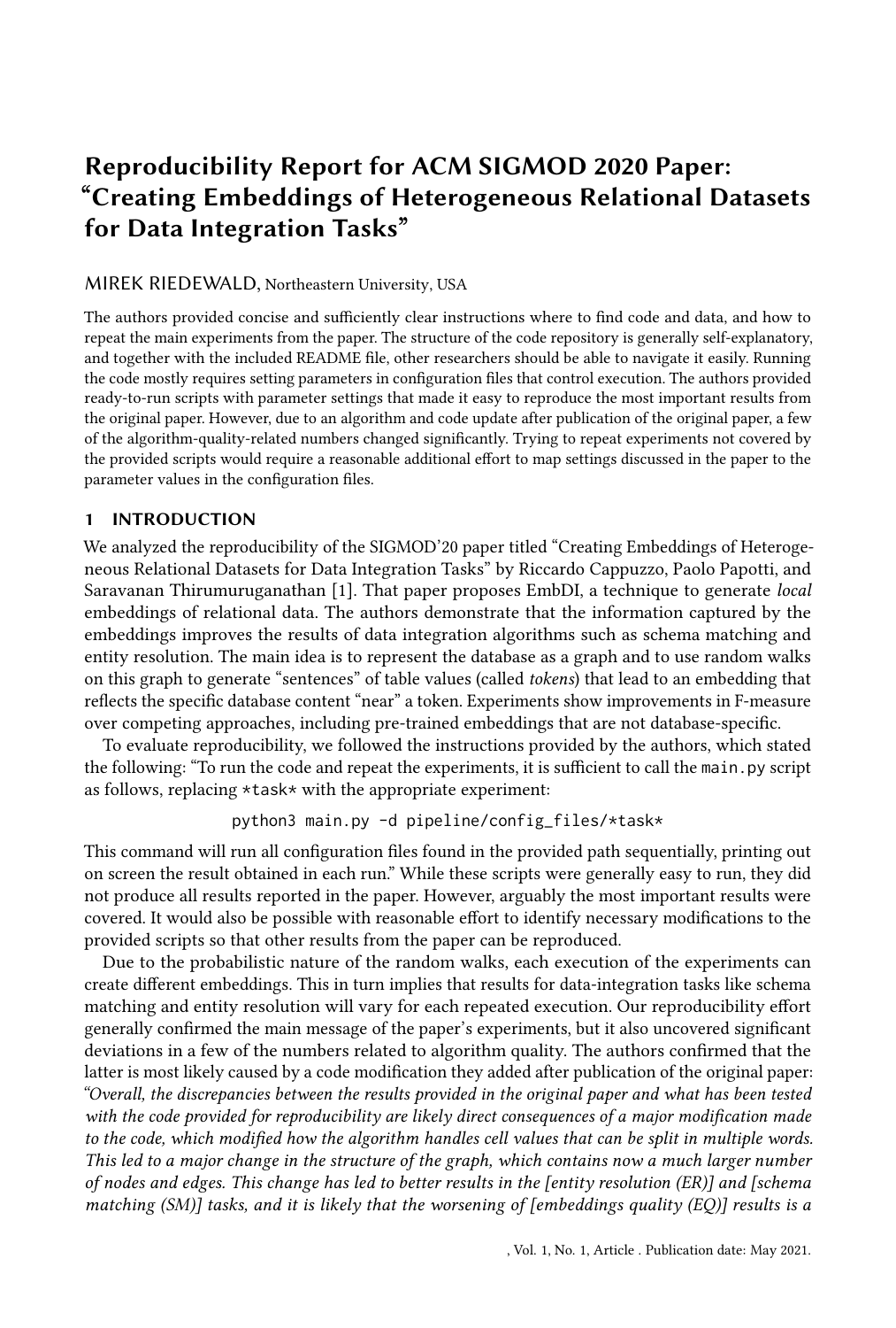# Reproducibility Report for ACM SIGMOD 2020 Paper: "Creating Embeddings of Heterogeneous Relational Datasets for Data Integration Tasks"

MIREK RIEDEWALD, Northeastern University, USA

The authors provided concise and sufficiently clear instructions where to find code and data, and how to repeat the main experiments from the paper. The structure of the code repository is generally self-explanatory, and together with the included README file, other researchers should be able to navigate it easily. Running the code mostly requires setting parameters in configuration files that control execution. The authors provided ready-to-run scripts with parameter settings that made it easy to reproduce the most important results from the original paper. However, due to an algorithm and code update after publication of the original paper, a few of the algorithm-quality-related numbers changed significantly. Trying to repeat experiments not covered by the provided scripts would require a reasonable additional effort to map settings discussed in the paper to the parameter values in the configuration files.

## 1 INTRODUCTION

We analyzed the reproducibility of the SIGMOD'20 paper titled "Creating Embeddings of Heterogeneous Relational Datasets for Data Integration Tasks" by Riccardo Cappuzzo, Paolo Papotti, and Saravanan Thirumuruganathan [1]. That paper proposes EmbDI, a technique to generate *local* embeddings of relational data. The authors demonstrate that the information captured by the embeddings improves the results of data integration algorithms such as schema matching and entity resolution. The main idea is to represent the database as a graph and to use random walks on this graph to generate "sentences" of table values (called *tokens*) that lead to an embedding that reflects the specific database content "near" a token. Experiments show improvements in F-measure over competing approaches, including pre-trained embeddings that are not database-specific.

To evaluate reproducibility, we followed the instructions provided by the authors, which stated the following: "To run the code and repeat the experiments, it is sufficient to call the `main.py` script as follows, replacing `*task*` with the appropriate experiment:

```
python3 main.py -d pipeline/config_files/*task*
```

This command will run all configuration files found in the provided path sequentially, printing out on screen the result obtained in each run." While these scripts were generally easy to run, they did not produce all results reported in the paper. However, arguably the most important results were covered. It would also be possible with reasonable effort to identify necessary modifications to the provided scripts so that other results from the paper can be reproduced.

Due to the probabilistic nature of the random walks, each execution of the experiments can create different embeddings. This in turn implies that results for data-integration tasks like schema matching and entity resolution will vary for each repeated execution. Our reproducibility effort generally confirmed the main message of the paper's experiments, but it also uncovered significant deviations in a few of the numbers related to algorithm quality. The authors confirmed that the latter is most likely caused by a code modification they added after publication of the original paper: *"Overall, the discrepancies between the results provided in the original paper and what has been tested with the code provided for reproducibility are likely direct consequences of a major modification made to the code, which modified how the algorithm handles cell values that can be split in multiple words. This led to a major change in the structure of the graph, which contains now a much larger number of nodes and edges. This change has led to better results in the [entity resolution (ER)] and [schema matching (SM)] tasks, and it is likely that the worsening of [embeddings quality (EQ)] results is a*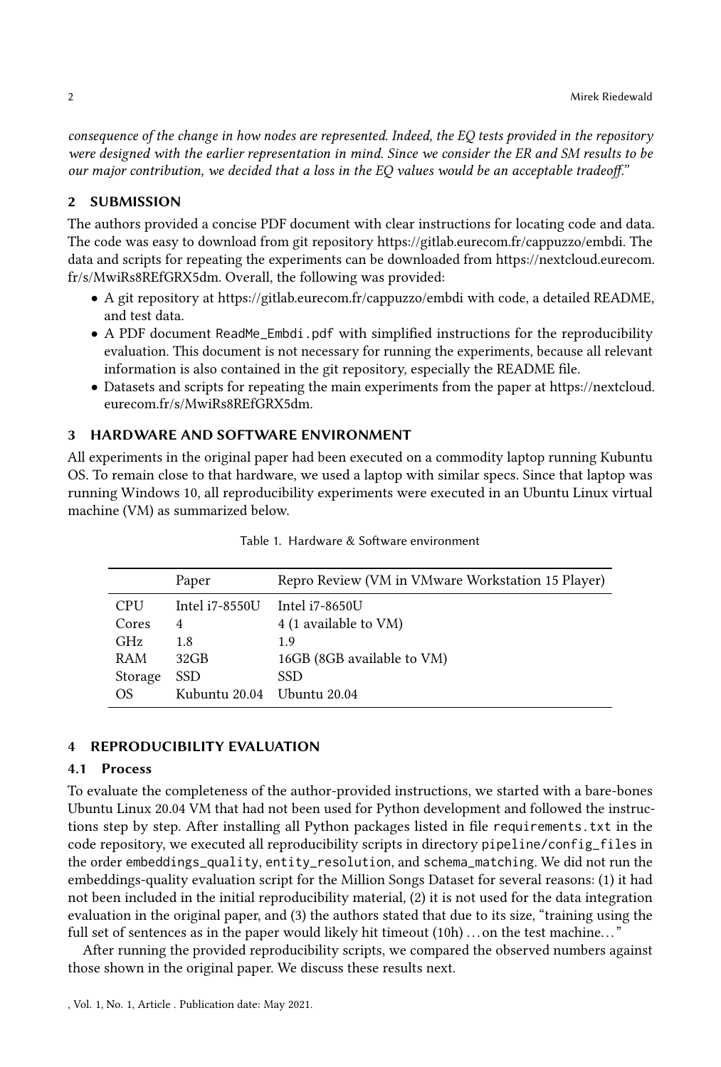*consequence of the change in how nodes are represented. Indeed, the EQ tests provided in the repository were designed with the earlier representation in mind. Since we consider the ER and SM results to be our major contribution, we decided that a loss in the EQ values would be an acceptable tradeoff."*

## 2 SUBMISSION

The authors provided a concise PDF document with clear instructions for locating code and data. The code was easy to download from git repository https://gitlab.eurecom.fr/cappuzzo/embdi. The data and scripts for repeating the experiments can be downloaded from https://nextcloud.eurecom.fr/s/MwiRs8REfGRX5dm. Overall, the following was provided:

- A git repository at https://gitlab.eurecom.fr/cappuzzo/embdi with code, a detailed README, and test data.
- A PDF document `ReadMe_Embdi.pdf` with simplified instructions for the reproducibility evaluation. This document is not necessary for running the experiments, because all relevant information is also contained in the git repository, especially the README file.
- Datasets and scripts for repeating the main experiments from the paper at https://nextcloud.eurecom.fr/s/MwiRs8REfGRX5dm.

## 3 HARDWARE AND SOFTWARE ENVIRONMENT

All experiments in the original paper had been executed on a commodity laptop running Kubuntu OS. To remain close to that hardware, we used a laptop with similar specs. Since that laptop was running Windows 10, all reproducibility experiments were executed in an Ubuntu Linux virtual machine (VM) as summarized below.

Table 1. Hardware & Software environment

| | Paper | Repro Review (VM in VMware Workstation 15 Player) |
|---|---|---|
| CPU | Intel i7-8550U | Intel i7-8650U |
| Cores | 4 | 4 (1 available to VM) |
| GHz | 1.8 | 1.9 |
| RAM | 32GB | 16GB (8GB available to VM) |
| Storage | SSD | SSD |
| OS | Kubuntu 20.04 | Ubuntu 20.04 |

## 4 REPRODUCIBILITY EVALUATION

### 4.1 Process

To evaluate the completeness of the author-provided instructions, we started with a bare-bones Ubuntu Linux 20.04 VM that had not been used for Python development and followed the instructions step by step. After installing all Python packages listed in file `requirements.txt` in the code repository, we executed all reproducibility scripts in directory `pipeline/config_files` in the order `embeddings_quality`, `entity_resolution`, and `schema_matching`. We did not run the embeddings-quality evaluation script for the Million Songs Dataset for several reasons: (1) it had not been included in the initial reproducibility material, (2) it is not used for the data integration evaluation in the original paper, and (3) the authors stated that due to its size, "training using the full set of sentences as in the paper would likely hit timeout (10h) ... on the test machine..."

After running the provided reproducibility scripts, we compared the observed numbers against those shown in the original paper. We discuss these results next.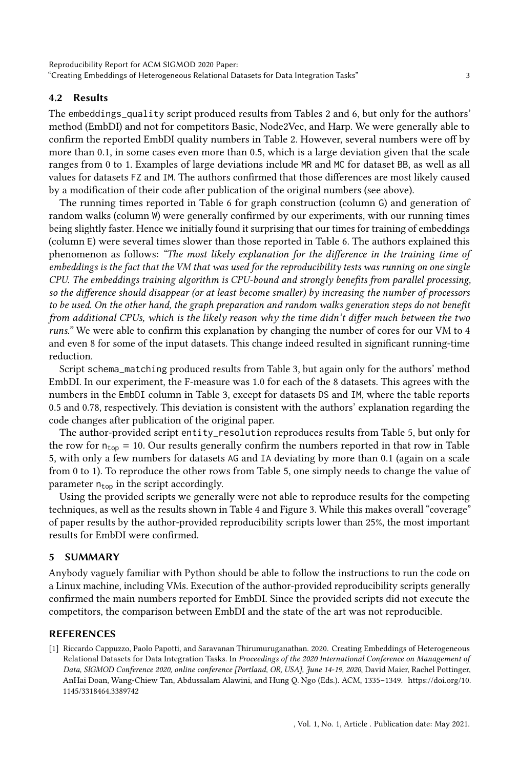### 4.2 Results

The embeddings_quality script produced results from Tables 2 and 6, but only for the authors' method (EmbDI) and not for competitors Basic, Node2Vec, and Harp. We were generally able to confirm the reported EmbDI quality numbers in Table 2. However, several numbers were off by more than 0.1, in some cases even more than 0.5, which is a large deviation given that the scale ranges from 0 to 1. Examples of large deviations include MR and MC for dataset BB, as well as all values for datasets FZ and IM. The authors confirmed that those differences are most likely caused by a modification of their code after publication of the original numbers (see above).

The running times reported in Table 6 for graph construction (column G) and generation of random walks (column W) were generally confirmed by our experiments, with our running times being slightly faster. Hence we initially found it surprising that our times for training of embeddings (column E) were several times slower than those reported in Table 6. The authors explained this phenomenon as follows: *"The most likely explanation for the difference in the training time of embeddings is the fact that the VM that was used for the reproducibility tests was running on one single CPU. The embeddings training algorithm is CPU-bound and strongly benefits from parallel processing, so the difference should disappear (or at least become smaller) by increasing the number of processors to be used. On the other hand, the graph preparation and random walks generation steps do not benefit from additional CPUs, which is the likely reason why the time didn't differ much between the two runs."* We were able to confirm this explanation by changing the number of cores for our VM to 4 and even 8 for some of the input datasets. This change indeed resulted in significant running-time reduction.

Script schema_matching produced results from Table 3, but again only for the authors' method EmbDI. In our experiment, the F-measure was 1.0 for each of the 8 datasets. This agrees with the numbers in the EmbDI column in Table 3, except for datasets DS and IM, where the table reports 0.5 and 0.78, respectively. This deviation is consistent with the authors' explanation regarding the code changes after publication of the original paper.

The author-provided script entity_resolution reproduces results from Table 5, but only for the row for $n_{top} = 10$. Our results generally confirm the numbers reported in that row in Table 5, with only a few numbers for datasets AG and IA deviating by more than 0.1 (again on a scale from 0 to 1). To reproduce the other rows from Table 5, one simply needs to change the value of parameter $n_{top}$ in the script accordingly.

Using the provided scripts we generally were not able to reproduce results for the competing techniques, as well as the results shown in Table 4 and Figure 3. While this makes overall "coverage" of paper results by the author-provided reproducibility scripts lower than 25%, the most important results for EmbDI were confirmed.

## 5 SUMMARY

Anybody vaguely familiar with Python should be able to follow the instructions to run the code on a Linux machine, including VMs. Execution of the author-provided reproducibility scripts generally confirmed the main numbers reported for EmbDI. Since the provided scripts did not execute the competitors, the comparison between EmbDI and the state of the art was not reproducible.

## REFERENCES

[1] Riccardo Cappuzzo, Paolo Papotti, and Saravanan Thirumuruganathan. 2020. Creating Embeddings of Heterogeneous Relational Datasets for Data Integration Tasks. In *Proceedings of the 2020 International Conference on Management of Data, SIGMOD Conference 2020, online conference [Portland, OR, USA], June 14-19, 2020*, David Maier, Rachel Pottinger, AnHai Doan, Wang-Chiew Tan, Abdussalam Alawini, and Hung Q. Ngo (Eds.). ACM, 1335–1349. https://doi.org/10.1145/3318464.3389742